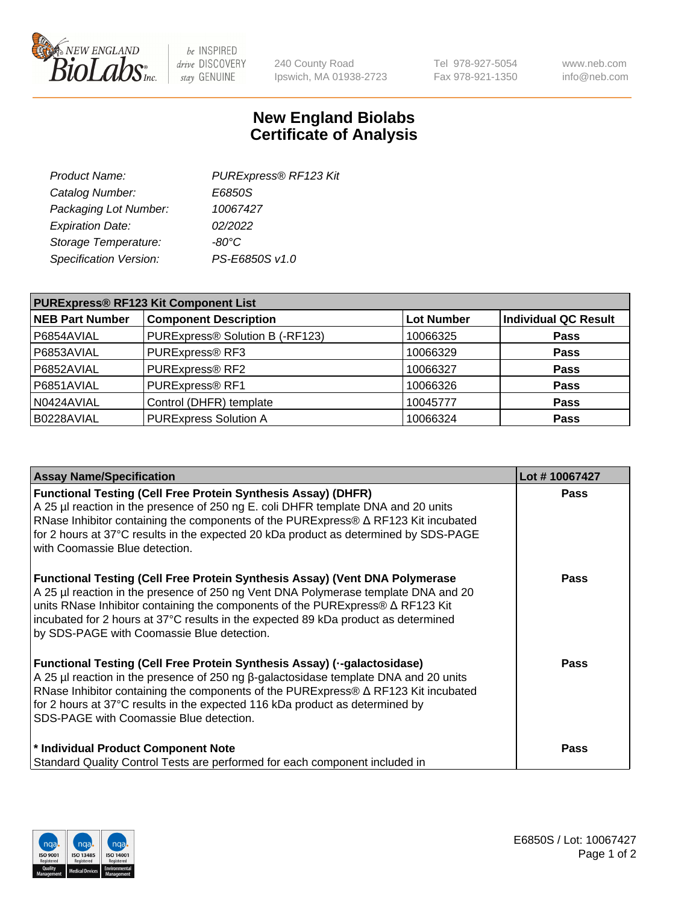# New England Biolabs Certificate of Analysis

| | |
|---|---|
| *Product Name:* | *PURExpress® RF123 Kit* |
| *Catalog Number:* | *E6850S* |
| *Packaging Lot Number:* | *10067427* |
| *Expiration Date:* | *02/2022* |
| *Storage Temperature:* | *-80°C* |
| *Specification Version:* | *PS-E6850S v1.0* |

| PURExpress® RF123 Kit Component List | | | |
|---|---|---|---|
| **NEB Part Number** | **Component Description** | **Lot Number** | **Individual QC Result** |
| P6854AVIAL | PURExpress® Solution B (-RF123) | 10066325 | **Pass** |
| P6853AVIAL | PURExpress® RF3 | 10066329 | **Pass** |
| P6852AVIAL | PURExpress® RF2 | 10066327 | **Pass** |
| P6851AVIAL | PURExpress® RF1 | 10066326 | **Pass** |
| N0424AVIAL | Control (DHFR) template | 10045777 | **Pass** |
| B0228AVIAL | PURExpress Solution A | 10066324 | **Pass** |

| Assay Name/Specification | Lot # 10067427 |
|---|---|
| **Functional Testing (Cell Free Protein Synthesis Assay) (DHFR)** A 25 µl reaction in the presence of 250 ng E. coli DHFR template DNA and 20 units RNase Inhibitor containing the components of the PURExpress® Δ RF123 Kit incubated for 2 hours at 37°C results in the expected 20 kDa product as determined by SDS-PAGE with Coomassie Blue detection. | **Pass** |
| **Functional Testing (Cell Free Protein Synthesis Assay) (Vent DNA Polymerase** A 25 µl reaction in the presence of 250 ng Vent DNA Polymerase template DNA and 20 units RNase Inhibitor containing the components of the PURExpress® Δ RF123 Kit incubated for 2 hours at 37°C results in the expected 89 kDa product as determined by SDS-PAGE with Coomassie Blue detection. | **Pass** |
| **Functional Testing (Cell Free Protein Synthesis Assay) (·-galactosidase)** A 25 µl reaction in the presence of 250 ng β-galactosidase template DNA and 20 units RNase Inhibitor containing the components of the PURExpress® Δ RF123 Kit incubated for 2 hours at 37°C results in the expected 116 kDa product as determined by SDS-PAGE with Coomassie Blue detection. | **Pass** |
| **\* Individual Product Component Note** Standard Quality Control Tests are performed for each component included in | **Pass** |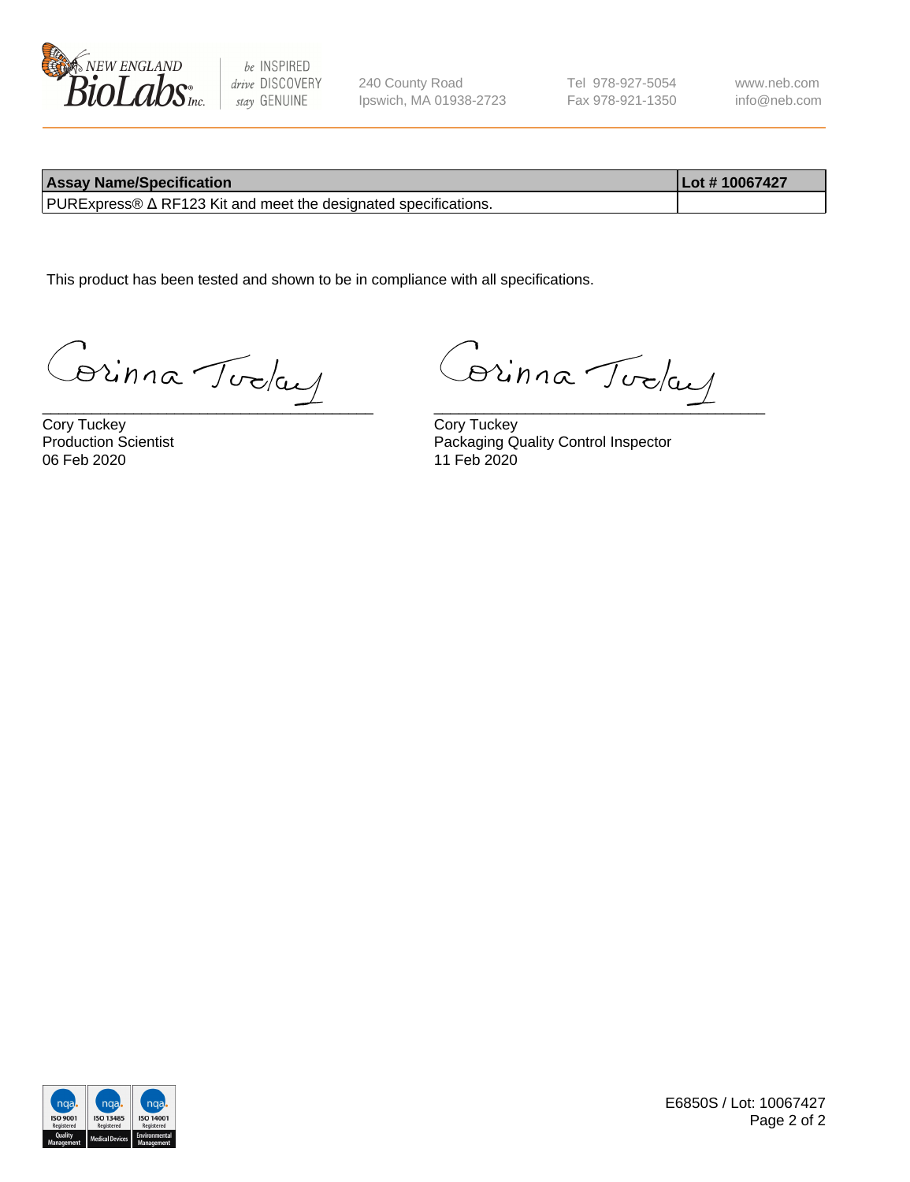| Assay Name/Specification | Lot # 10067427 |
|---|---|
| PURExpress® Δ RF123 Kit and meet the designated specifications. | |

This product has been tested and shown to be in compliance with all specifications.

Cory Tuckey
Production Scientist
06 Feb 2020

Cory Tuckey
Packaging Quality Control Inspector
11 Feb 2020

E6850S / Lot: 10067427